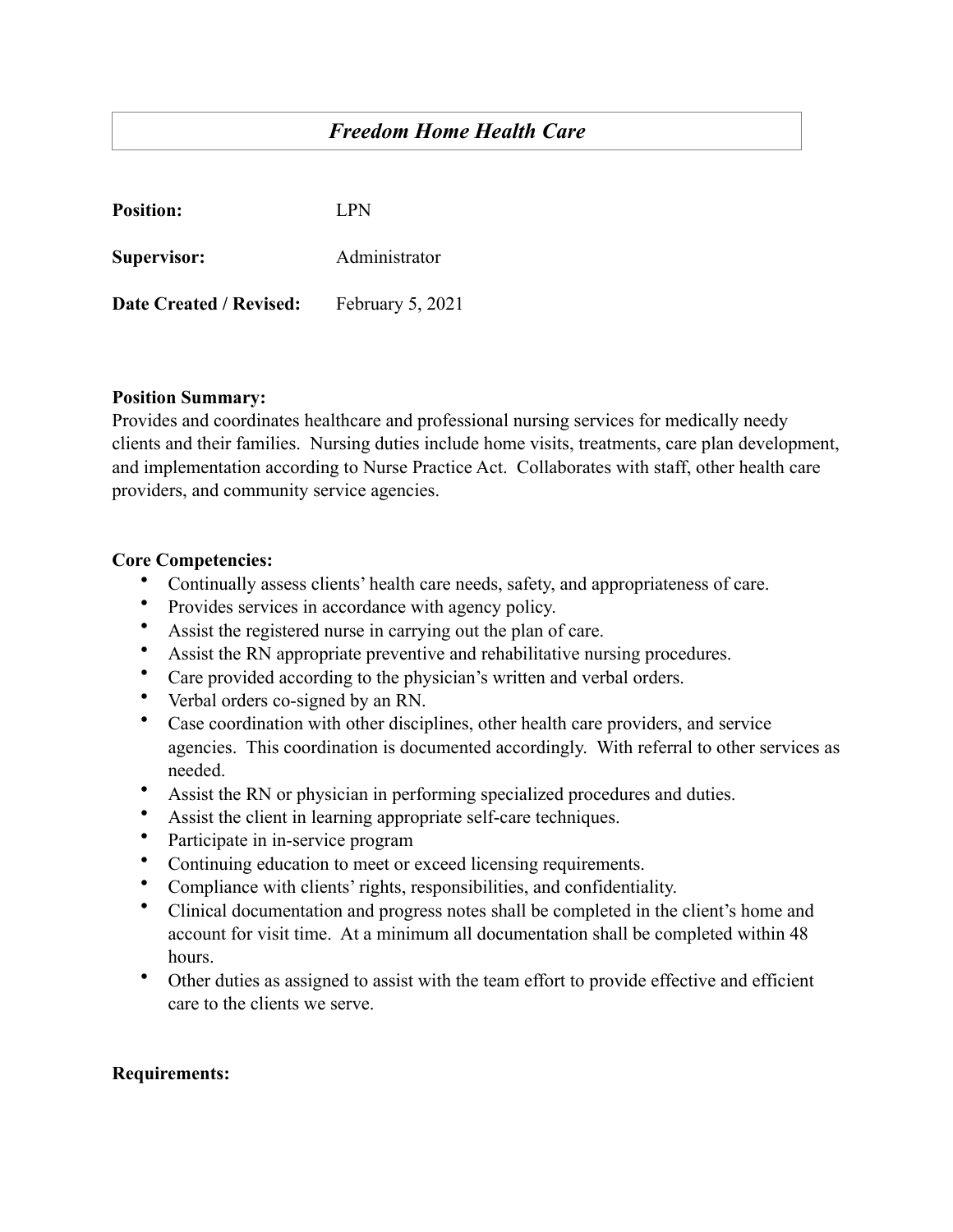# *Freedom Home Health Care*

**Position:** LPN

**Supervisor:** Administrator

**Date Created / Revised:** February 5, 2021

**Position Summary:**
Provides and coordinates healthcare and professional nursing services for medically needy clients and their families. Nursing duties include home visits, treatments, care plan development, and implementation according to Nurse Practice Act. Collaborates with staff, other health care providers, and community service agencies.

**Core Competencies:**

- Continually assess clients' health care needs, safety, and appropriateness of care.
- Provides services in accordance with agency policy.
- Assist the registered nurse in carrying out the plan of care.
- Assist the RN appropriate preventive and rehabilitative nursing procedures.
- Care provided according to the physician's written and verbal orders.
- Verbal orders co-signed by an RN.
- Case coordination with other disciplines, other health care providers, and service agencies. This coordination is documented accordingly. With referral to other services as needed.
- Assist the RN or physician in performing specialized procedures and duties.
- Assist the client in learning appropriate self-care techniques.
- Participate in in-service program
- Continuing education to meet or exceed licensing requirements.
- Compliance with clients' rights, responsibilities, and confidentiality.
- Clinical documentation and progress notes shall be completed in the client's home and account for visit time. At a minimum all documentation shall be completed within 48 hours.
- Other duties as assigned to assist with the team effort to provide effective and efficient care to the clients we serve.

**Requirements:**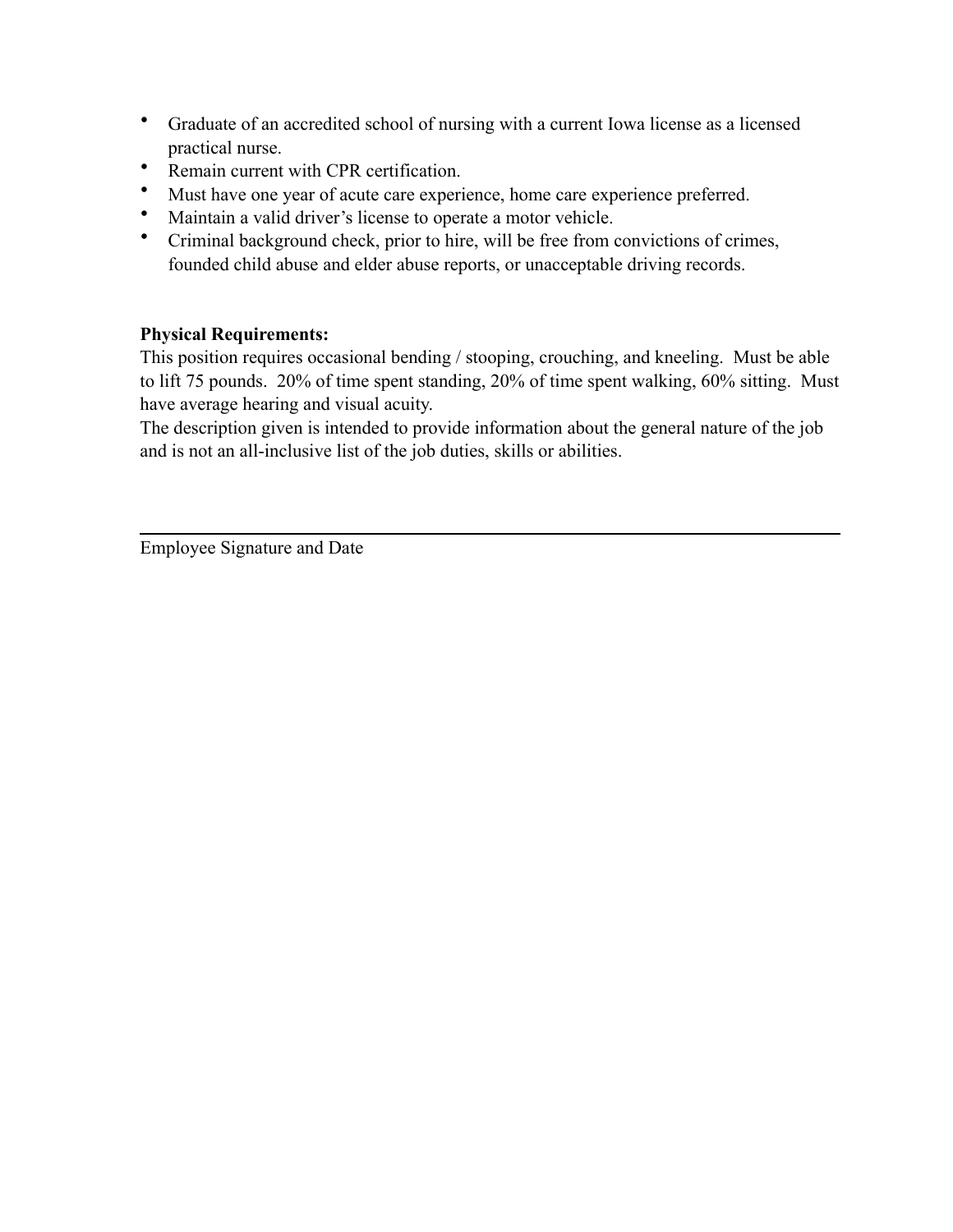- Graduate of an accredited school of nursing with a current Iowa license as a licensed practical nurse.
- Remain current with CPR certification.
- Must have one year of acute care experience, home care experience preferred.
- Maintain a valid driver's license to operate a motor vehicle.
- Criminal background check, prior to hire, will be free from convictions of crimes, founded child abuse and elder abuse reports, or unacceptable driving records.

**Physical Requirements:**

This position requires occasional bending / stooping, crouching, and kneeling. Must be able to lift 75 pounds. 20% of time spent standing, 20% of time spent walking, 60% sitting. Must have average hearing and visual acuity.

The description given is intended to provide information about the general nature of the job and is not an all-inclusive list of the job duties, skills or abilities.

\_\_\_\_\_\_\_\_\_\_\_\_\_\_\_\_\_\_\_\_\_\_\_\_\_\_\_\_\_\_\_\_\_\_\_\_\_\_\_\_\_\_\_\_\_\_\_\_\_\_\_\_\_\_\_\_\_\_

Employee Signature and Date